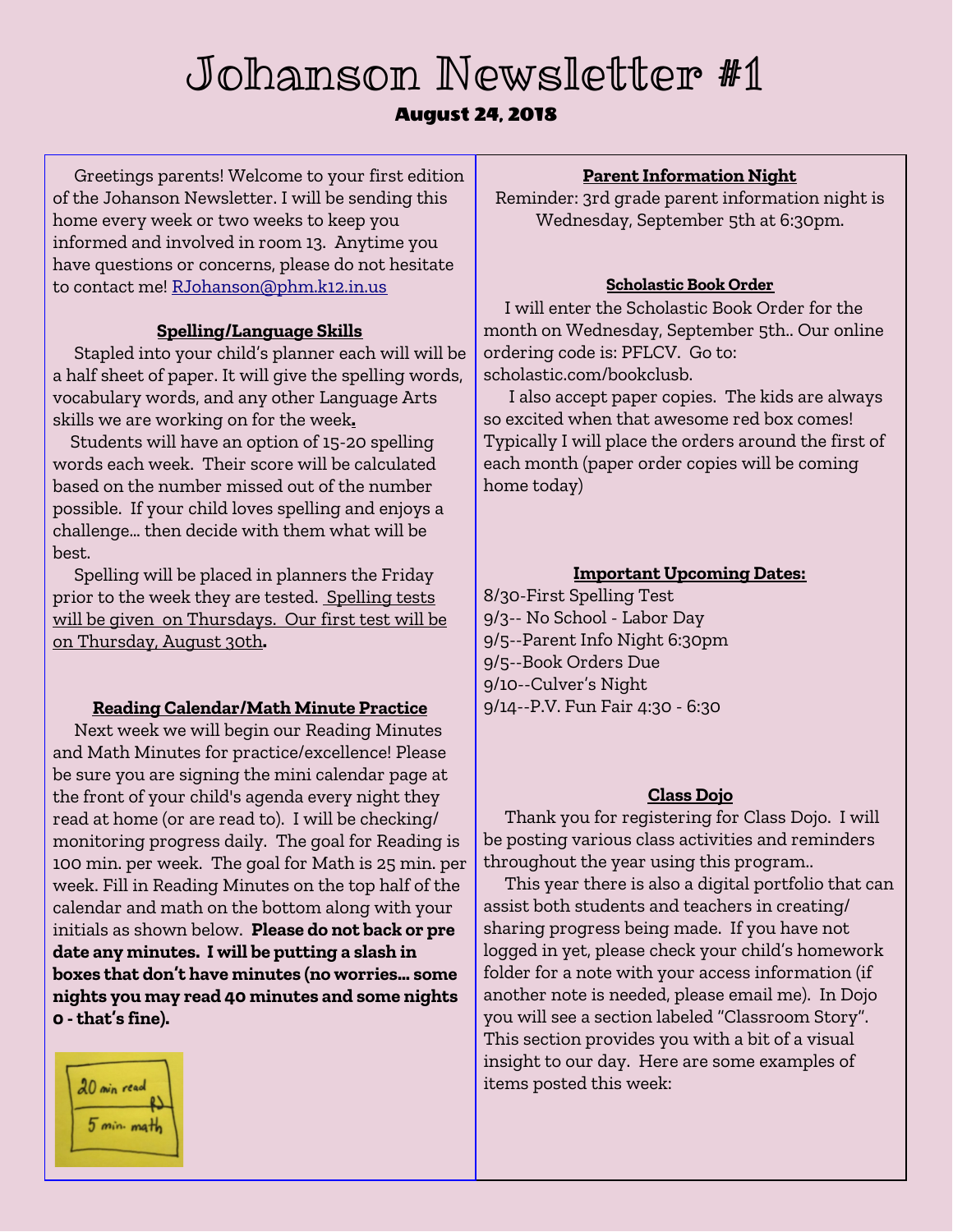# Johanson Newsletter #1

**August 24, 2018**

Greetings parents! Welcome to your first edition of the Johanson Newsletter. I will be sending this home every week or two weeks to keep you informed and involved in room 13. Anytime you have questions or concerns, please do not hesitate to contact me! RJohanson@phm.k12.in.us

### Spelling/Language Skills

Stapled into your child's planner each will will be a half sheet of paper. It will give the spelling words, vocabulary words, and any other Language Arts skills we are working on for the week**.**

Students will have an option of 15-20 spelling words each week. Their score will be calculated based on the number missed out of the number possible. If your child loves spelling and enjoys a challenge... then decide with them what will be best.

Spelling will be placed in planners the Friday prior to the week they are tested. Spelling tests will be given on Thursdays. Our first test will be on Thursday, August 30th**.**

### Reading Calendar/Math Minute Practice

Next week we will begin our Reading Minutes and Math Minutes for practice/excellence! Please be sure you are signing the mini calendar page at the front of your child's agenda every night they read at home (or are read to). I will be checking/ monitoring progress daily. The goal for Reading is 100 min. per week. The goal for Math is 25 min. per week. Fill in Reading Minutes on the top half of the calendar and math on the bottom along with your initials as shown below. **Please do not back or pre date any minutes. I will be putting a slash in boxes that don't have minutes (no worries... some nights you may read 40 minutes and some nights 0 - that's fine).**

20 min read
5 min. math

### Parent Information Night

Reminder: 3rd grade parent information night is Wednesday, September 5th at 6:30pm.

### Scholastic Book Order

I will enter the Scholastic Book Order for the month on Wednesday, September 5th.. Our online ordering code is: PFLCV. Go to: scholastic.com/bookclusb.

I also accept paper copies. The kids are always so excited when that awesome red box comes! Typically I will place the orders around the first of each month (paper order copies will be coming home today)

### Important Upcoming Dates:

8/30-First Spelling Test
9/3-- No School - Labor Day
9/5--Parent Info Night 6:30pm
9/5--Book Orders Due
9/10--Culver's Night
9/14--P.V. Fun Fair 4:30 - 6:30

### Class Dojo

Thank you for registering for Class Dojo. I will be posting various class activities and reminders throughout the year using this program..

This year there is also a digital portfolio that can assist both students and teachers in creating/ sharing progress being made. If you have not logged in yet, please check your child's homework folder for a note with your access information (if another note is needed, please email me). In Dojo you will see a section labeled "Classroom Story". This section provides you with a bit of a visual insight to our day. Here are some examples of items posted this week: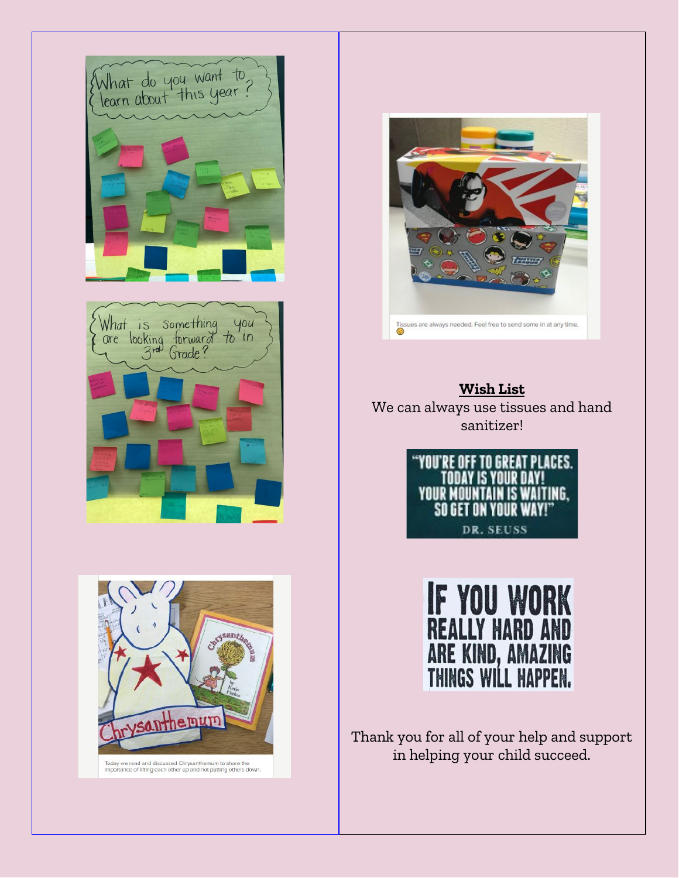What do you want to learn about this year?

What is something you are looking forward to in 3rd Grade?

Today we read and discussed Chrysenthemum to share the importance of lifting each other up and not putting others down.

Tissues are always needed. Feel free to send some in at any time. 😊

**Wish List**

We can always use tissues and hand sanitizer!

"YOU'RE OFF TO GREAT PLACES. TODAY IS YOUR DAY! YOUR MOUNTAIN IS WAITING, SO GET ON YOUR WAY!"

DR. SEUSS

IF YOU WORK REALLY HARD AND ARE KIND, AMAZING THINGS WILL HAPPEN.

Thank you for all of your help and support in helping your child succeed.